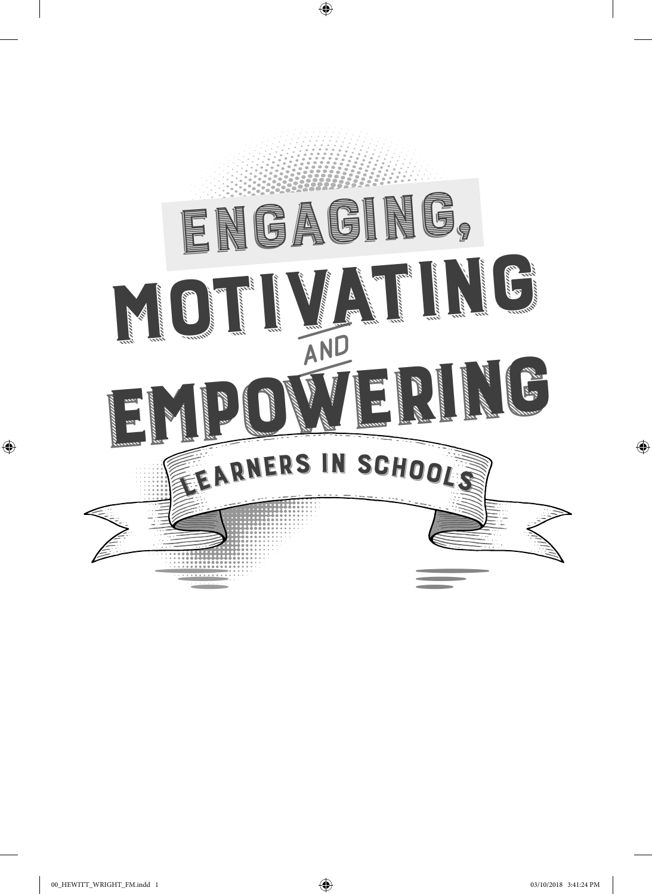# ENGAGING, MOTIVATING AND EMPOWERING LEARNERS IN SCHOOLS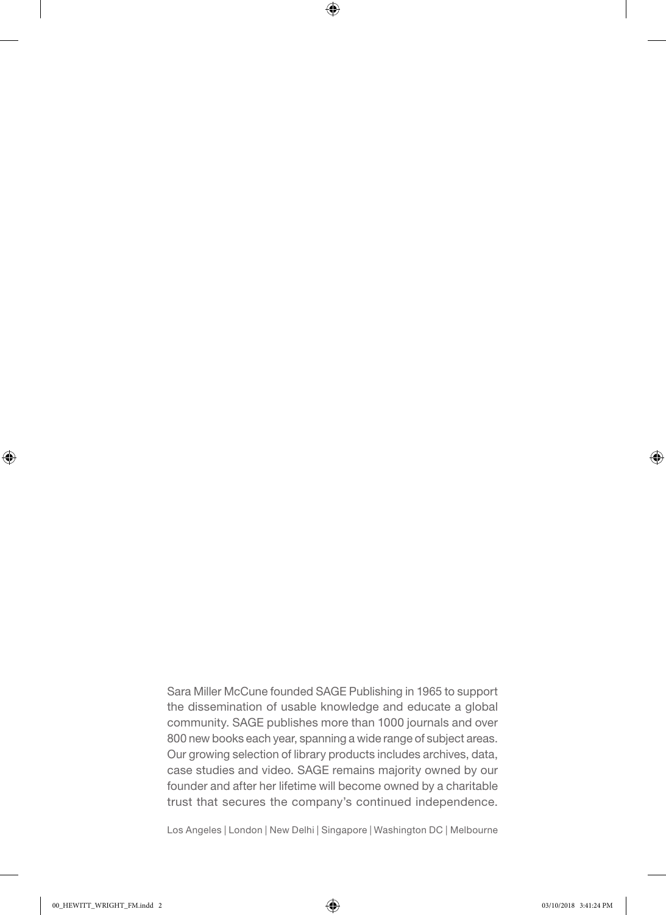Sara Miller McCune founded SAGE Publishing in 1965 to support the dissemination of usable knowledge and educate a global community. SAGE publishes more than 1000 journals and over 800 new books each year, spanning a wide range of subject areas. Our growing selection of library products includes archives, data, case studies and video. SAGE remains majority owned by our founder and after her lifetime will become owned by a charitable trust that secures the company's continued independence.

Los Angeles | London | New Delhi | Singapore | Washington DC | Melbourne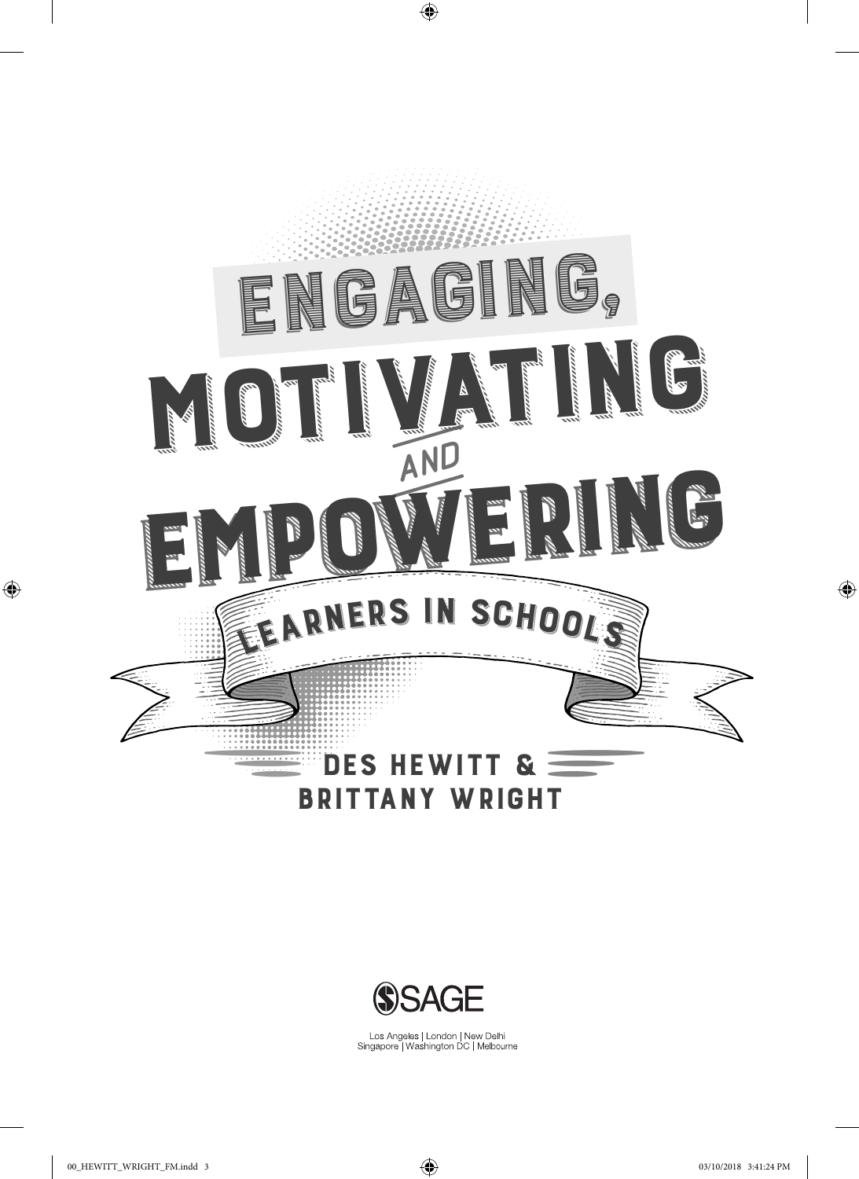# ENGAGING, MOTIVATING AND EMPOWERING LEARNERS IN SCHOOLS

DES HEWITT & BRITTANY WRIGHT

SAGE

Los Angeles | London | New Delhi
Singapore | Washington DC | Melbourne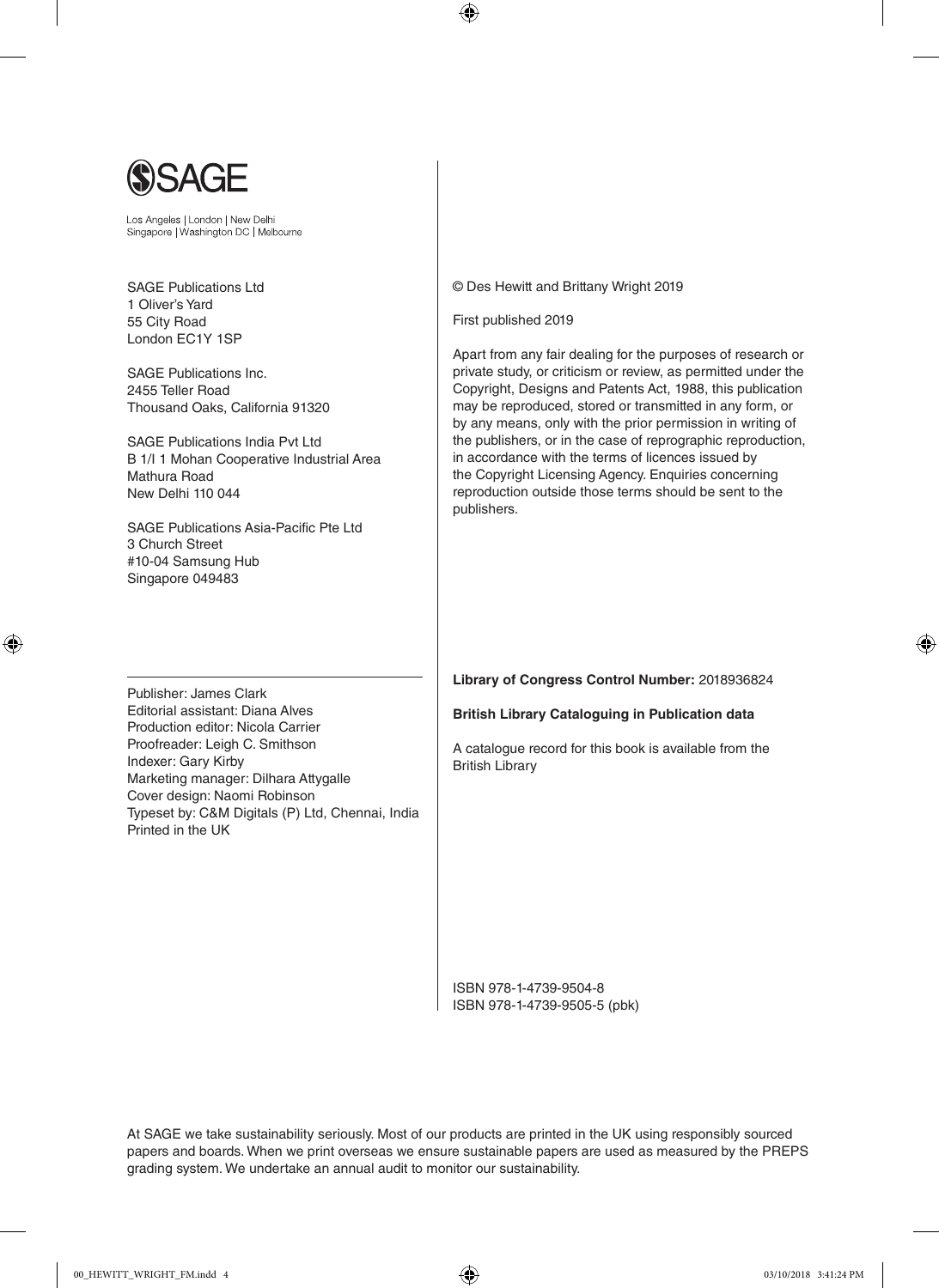SAGE

Los Angeles | London | New Delhi
Singapore | Washington DC | Melbourne

SAGE Publications Ltd
1 Oliver's Yard
55 City Road
London EC1Y 1SP

SAGE Publications Inc.
2455 Teller Road
Thousand Oaks, California 91320

SAGE Publications India Pvt Ltd
B 1/I 1 Mohan Cooperative Industrial Area
Mathura Road
New Delhi 110 044

SAGE Publications Asia-Pacific Pte Ltd
3 Church Street
#10-04 Samsung Hub
Singapore 049483

---

Publisher: James Clark
Editorial assistant: Diana Alves
Production editor: Nicola Carrier
Proofreader: Leigh C. Smithson
Indexer: Gary Kirby
Marketing manager: Dilhara Attygalle
Cover design: Naomi Robinson
Typeset by: C&M Digitals (P) Ltd, Chennai, India
Printed in the UK

© Des Hewitt and Brittany Wright 2019

First published 2019

Apart from any fair dealing for the purposes of research or private study, or criticism or review, as permitted under the Copyright, Designs and Patents Act, 1988, this publication may be reproduced, stored or transmitted in any form, or by any means, only with the prior permission in writing of the publishers, or in the case of reprographic reproduction, in accordance with the terms of licences issued by the Copyright Licensing Agency. Enquiries concerning reproduction outside those terms should be sent to the publishers.

**Library of Congress Control Number:** 2018936824

**British Library Cataloguing in Publication data**

A catalogue record for this book is available from the British Library

ISBN 978-1-4739-9504-8
ISBN 978-1-4739-9505-5 (pbk)

At SAGE we take sustainability seriously. Most of our products are printed in the UK using responsibly sourced papers and boards. When we print overseas we ensure sustainable papers are used as measured by the PREPS grading system. We undertake an annual audit to monitor our sustainability.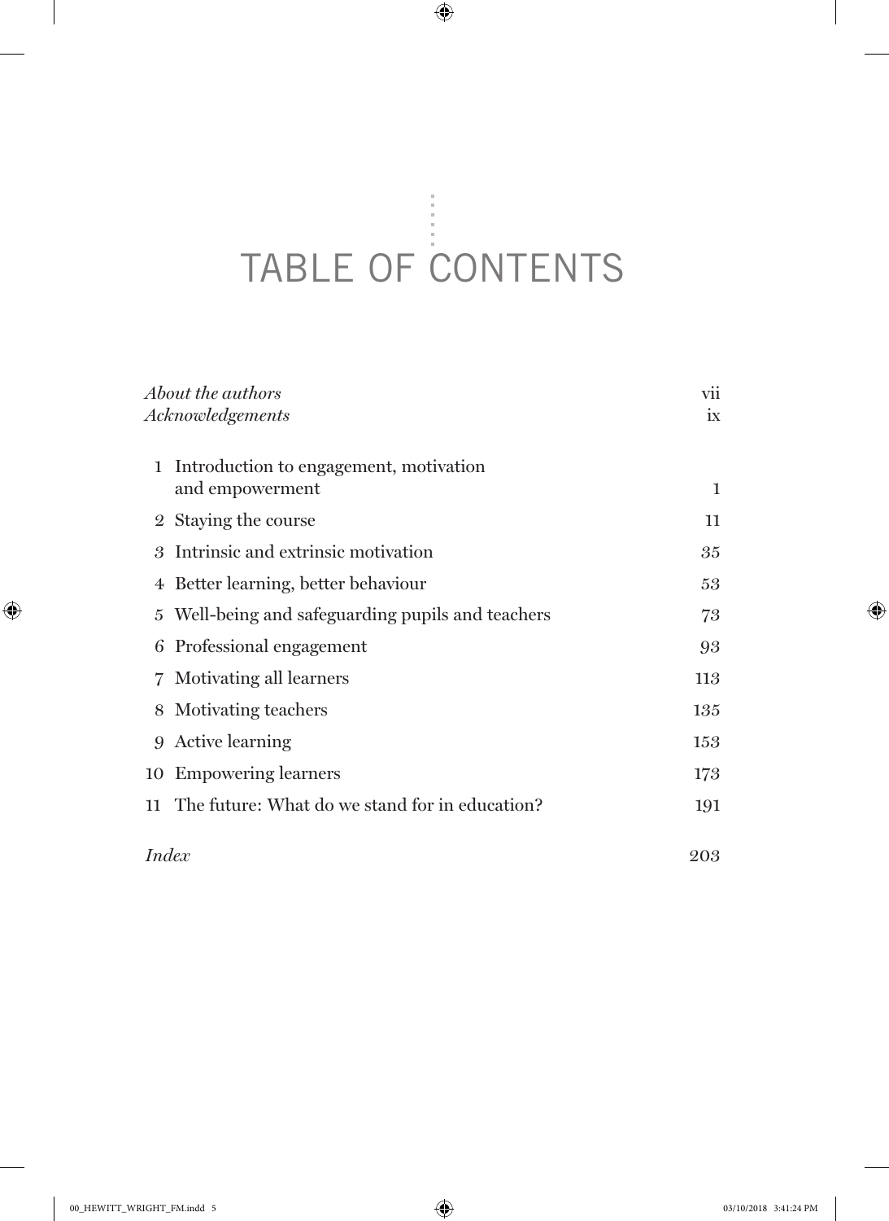# TABLE OF CONTENTS

| | |
|---|---|
| *About the authors* | vii |
| *Acknowledgements* | ix |
| 1 Introduction to engagement, motivation and empowerment | 1 |
| 2 Staying the course | 11 |
| 3 Intrinsic and extrinsic motivation | 35 |
| 4 Better learning, better behaviour | 53 |
| 5 Well-being and safeguarding pupils and teachers | 73 |
| 6 Professional engagement | 93 |
| 7 Motivating all learners | 113 |
| 8 Motivating teachers | 135 |
| 9 Active learning | 153 |
| 10 Empowering learners | 173 |
| 11 The future: What do we stand for in education? | 191 |
| *Index* | 203 |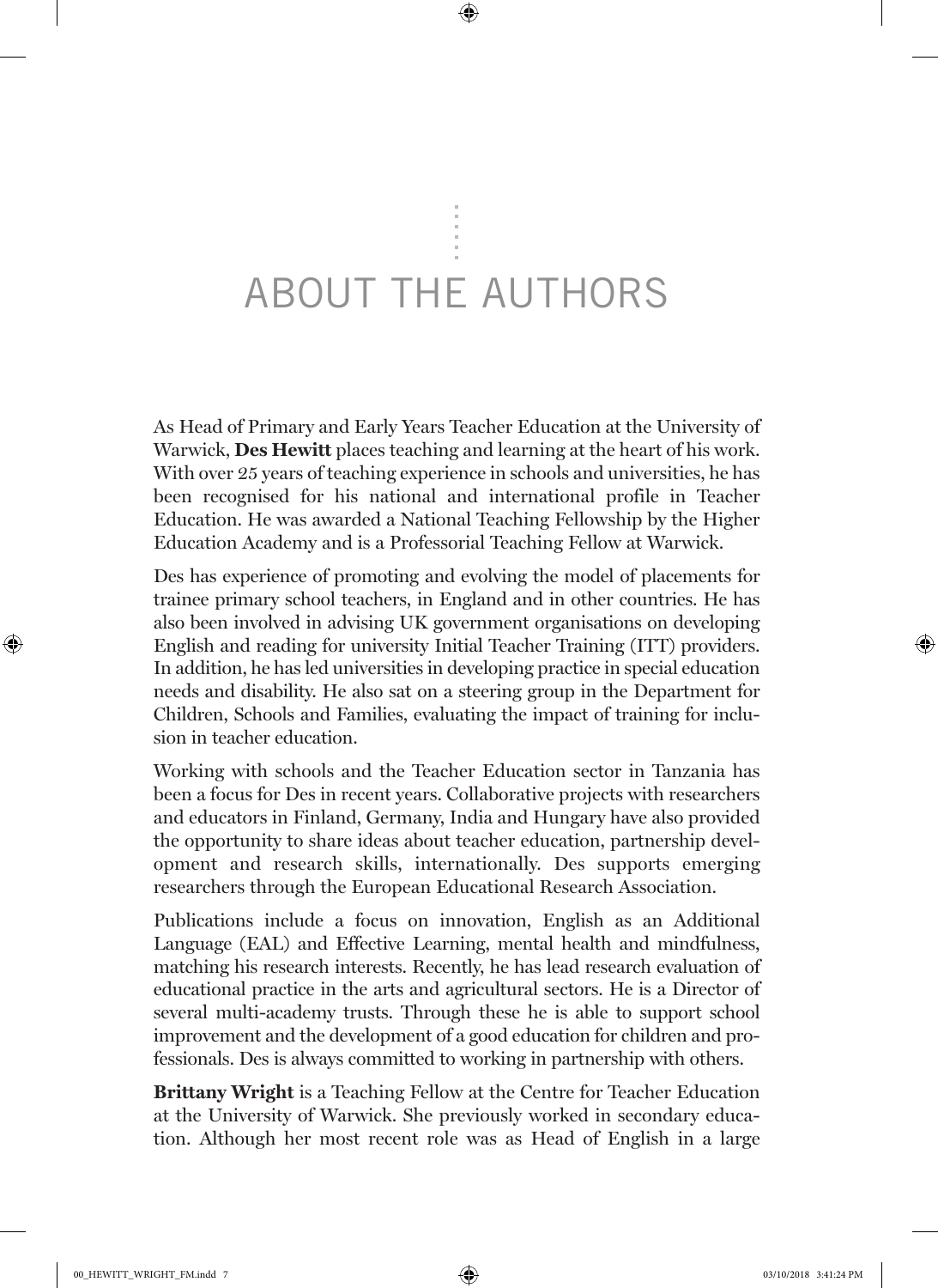# ABOUT THE AUTHORS

As Head of Primary and Early Years Teacher Education at the University of Warwick, **Des Hewitt** places teaching and learning at the heart of his work. With over 25 years of teaching experience in schools and universities, he has been recognised for his national and international profile in Teacher Education. He was awarded a National Teaching Fellowship by the Higher Education Academy and is a Professorial Teaching Fellow at Warwick.

Des has experience of promoting and evolving the model of placements for trainee primary school teachers, in England and in other countries. He has also been involved in advising UK government organisations on developing English and reading for university Initial Teacher Training (ITT) providers. In addition, he has led universities in developing practice in special education needs and disability. He also sat on a steering group in the Department for Children, Schools and Families, evaluating the impact of training for inclusion in teacher education.

Working with schools and the Teacher Education sector in Tanzania has been a focus for Des in recent years. Collaborative projects with researchers and educators in Finland, Germany, India and Hungary have also provided the opportunity to share ideas about teacher education, partnership development and research skills, internationally. Des supports emerging researchers through the European Educational Research Association.

Publications include a focus on innovation, English as an Additional Language (EAL) and Effective Learning, mental health and mindfulness, matching his research interests. Recently, he has lead research evaluation of educational practice in the arts and agricultural sectors. He is a Director of several multi-academy trusts. Through these he is able to support school improvement and the development of a good education for children and professionals. Des is always committed to working in partnership with others.

**Brittany Wright** is a Teaching Fellow at the Centre for Teacher Education at the University of Warwick. She previously worked in secondary education. Although her most recent role was as Head of English in a large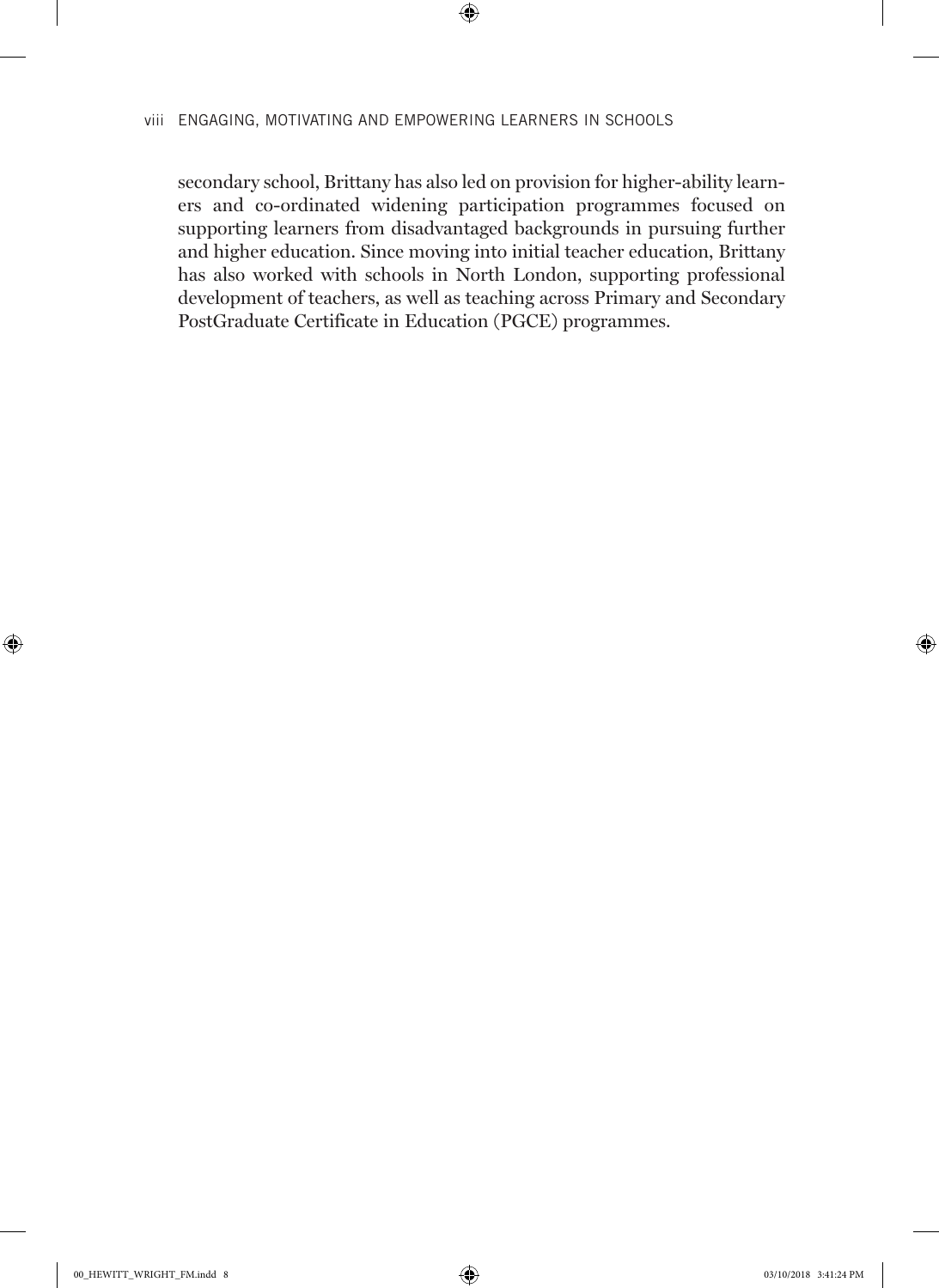secondary school, Brittany has also led on provision for higher-ability learners and co-ordinated widening participation programmes focused on supporting learners from disadvantaged backgrounds in pursuing further and higher education. Since moving into initial teacher education, Brittany has also worked with schools in North London, supporting professional development of teachers, as well as teaching across Primary and Secondary PostGraduate Certificate in Education (PGCE) programmes.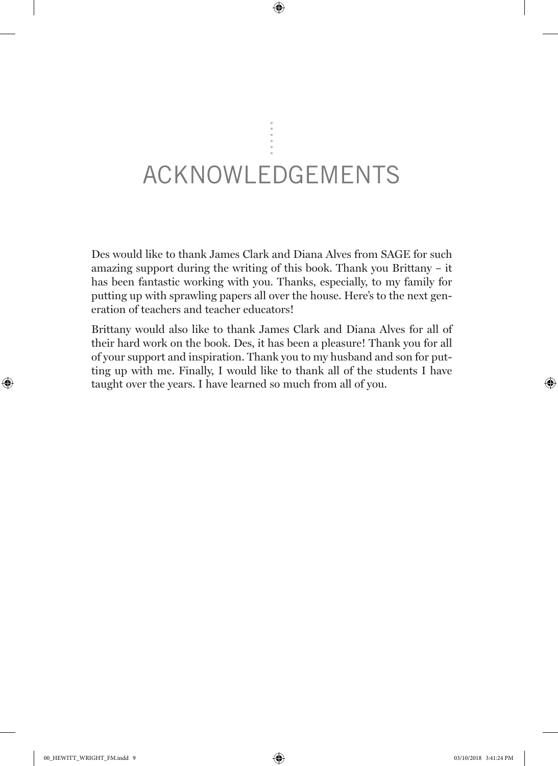# ACKNOWLEDGEMENTS

Des would like to thank James Clark and Diana Alves from SAGE for such amazing support during the writing of this book. Thank you Brittany – it has been fantastic working with you. Thanks, especially, to my family for putting up with sprawling papers all over the house. Here's to the next generation of teachers and teacher educators!

Brittany would also like to thank James Clark and Diana Alves for all of their hard work on the book. Des, it has been a pleasure! Thank you for all of your support and inspiration. Thank you to my husband and son for putting up with me. Finally, I would like to thank all of the students I have taught over the years. I have learned so much from all of you.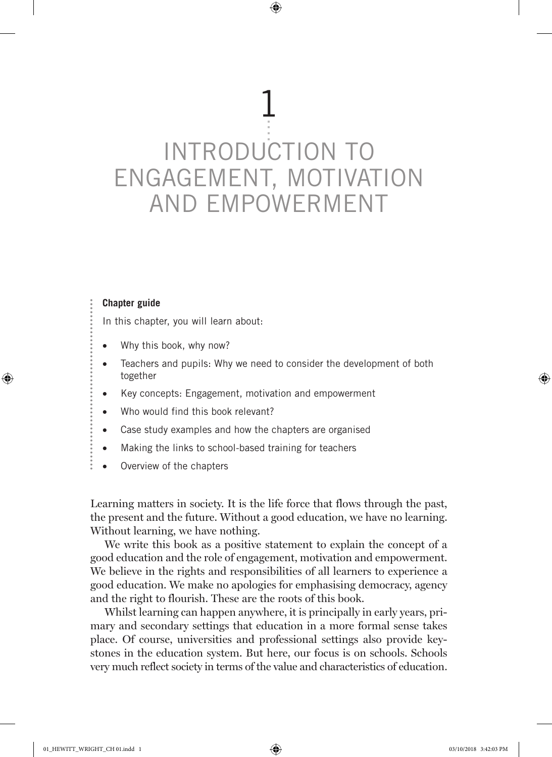# 1 INTRODUCTION TO ENGAGEMENT, MOTIVATION AND EMPOWERMENT

**Chapter guide**

In this chapter, you will learn about:

- Why this book, why now?
- Teachers and pupils: Why we need to consider the development of both together
- Key concepts: Engagement, motivation and empowerment
- Who would find this book relevant?
- Case study examples and how the chapters are organised
- Making the links to school-based training for teachers
- Overview of the chapters

Learning matters in society. It is the life force that flows through the past, the present and the future. Without a good education, we have no learning. Without learning, we have nothing.

We write this book as a positive statement to explain the concept of a good education and the role of engagement, motivation and empowerment. We believe in the rights and responsibilities of all learners to experience a good education. We make no apologies for emphasising democracy, agency and the right to flourish. These are the roots of this book.

Whilst learning can happen anywhere, it is principally in early years, primary and secondary settings that education in a more formal sense takes place. Of course, universities and professional settings also provide keystones in the education system. But here, our focus is on schools. Schools very much reflect society in terms of the value and characteristics of education.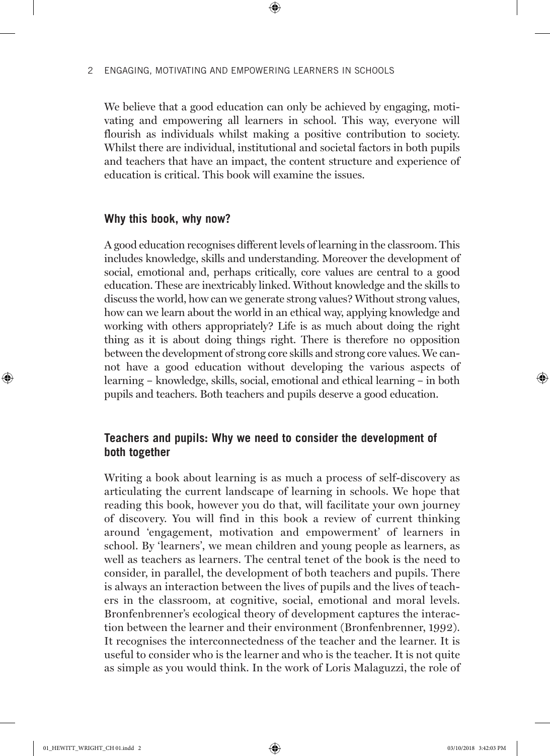We believe that a good education can only be achieved by engaging, motivating and empowering all learners in school. This way, everyone will flourish as individuals whilst making a positive contribution to society. Whilst there are individual, institutional and societal factors in both pupils and teachers that have an impact, the content structure and experience of education is critical. This book will examine the issues.

## Why this book, why now?

A good education recognises different levels of learning in the classroom. This includes knowledge, skills and understanding. Moreover the development of social, emotional and, perhaps critically, core values are central to a good education. These are inextricably linked. Without knowledge and the skills to discuss the world, how can we generate strong values? Without strong values, how can we learn about the world in an ethical way, applying knowledge and working with others appropriately? Life is as much about doing the right thing as it is about doing things right. There is therefore no opposition between the development of strong core skills and strong core values. We cannot have a good education without developing the various aspects of learning – knowledge, skills, social, emotional and ethical learning – in both pupils and teachers. Both teachers and pupils deserve a good education.

## Teachers and pupils: Why we need to consider the development of both together

Writing a book about learning is as much a process of self-discovery as articulating the current landscape of learning in schools. We hope that reading this book, however you do that, will facilitate your own journey of discovery. You will find in this book a review of current thinking around 'engagement, motivation and empowerment' of learners in school. By 'learners', we mean children and young people as learners, as well as teachers as learners. The central tenet of the book is the need to consider, in parallel, the development of both teachers and pupils. There is always an interaction between the lives of pupils and the lives of teachers in the classroom, at cognitive, social, emotional and moral levels. Bronfenbrenner's ecological theory of development captures the interaction between the learner and their environment (Bronfenbrenner, 1992). It recognises the interconnectedness of the teacher and the learner. It is useful to consider who is the learner and who is the teacher. It is not quite as simple as you would think. In the work of Loris Malaguzzi, the role of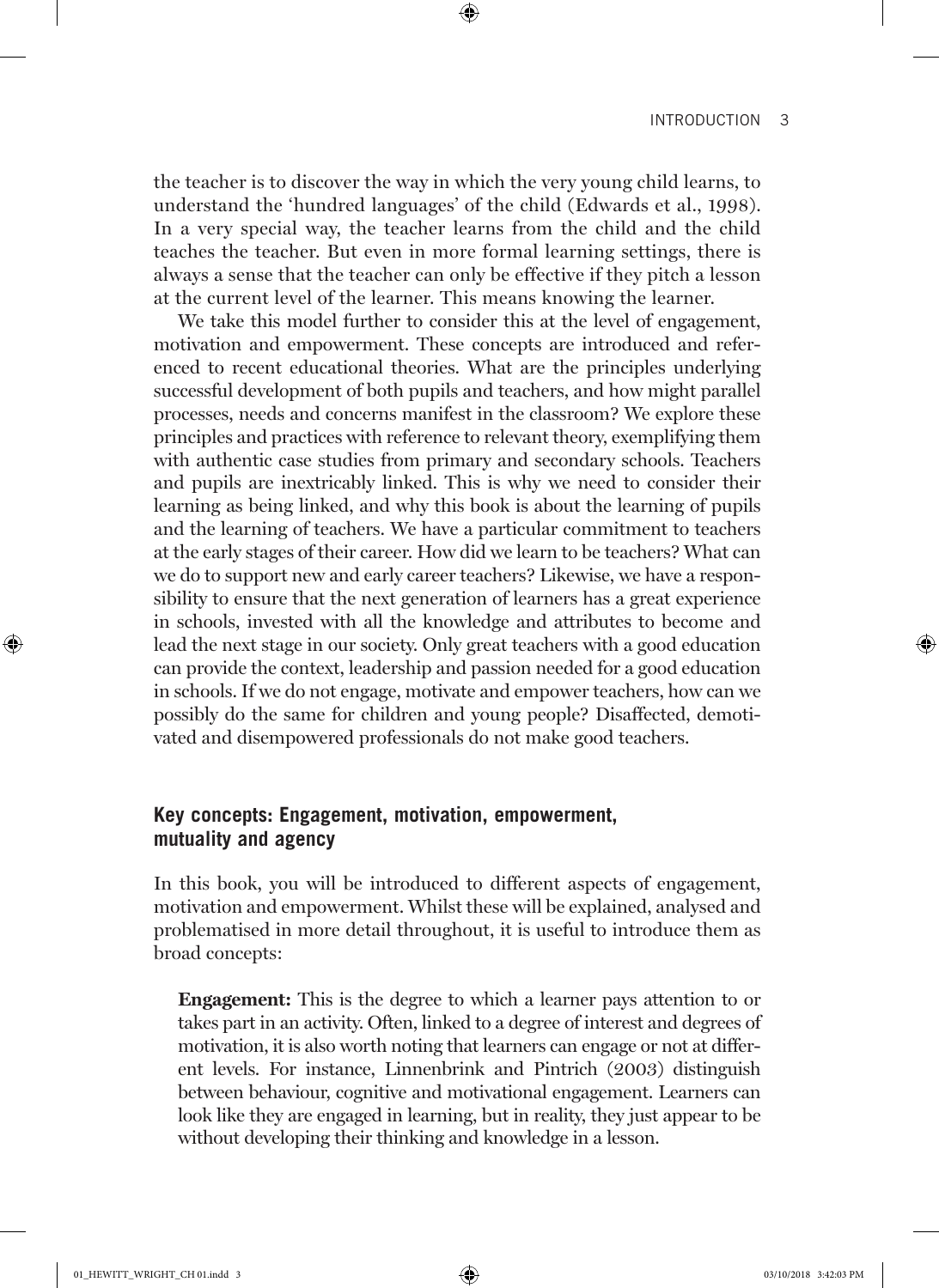the teacher is to discover the way in which the very young child learns, to understand the 'hundred languages' of the child (Edwards et al., 1998). In a very special way, the teacher learns from the child and the child teaches the teacher. But even in more formal learning settings, there is always a sense that the teacher can only be effective if they pitch a lesson at the current level of the learner. This means knowing the learner.

We take this model further to consider this at the level of engagement, motivation and empowerment. These concepts are introduced and referenced to recent educational theories. What are the principles underlying successful development of both pupils and teachers, and how might parallel processes, needs and concerns manifest in the classroom? We explore these principles and practices with reference to relevant theory, exemplifying them with authentic case studies from primary and secondary schools. Teachers and pupils are inextricably linked. This is why we need to consider their learning as being linked, and why this book is about the learning of pupils and the learning of teachers. We have a particular commitment to teachers at the early stages of their career. How did we learn to be teachers? What can we do to support new and early career teachers? Likewise, we have a responsibility to ensure that the next generation of learners has a great experience in schools, invested with all the knowledge and attributes to become and lead the next stage in our society. Only great teachers with a good education can provide the context, leadership and passion needed for a good education in schools. If we do not engage, motivate and empower teachers, how can we possibly do the same for children and young people? Disaffected, demotivated and disempowered professionals do not make good teachers.

## Key concepts: Engagement, motivation, empowerment, mutuality and agency

In this book, you will be introduced to different aspects of engagement, motivation and empowerment. Whilst these will be explained, analysed and problematised in more detail throughout, it is useful to introduce them as broad concepts:

**Engagement:** This is the degree to which a learner pays attention to or takes part in an activity. Often, linked to a degree of interest and degrees of motivation, it is also worth noting that learners can engage or not at different levels. For instance, Linnenbrink and Pintrich (2003) distinguish between behaviour, cognitive and motivational engagement. Learners can look like they are engaged in learning, but in reality, they just appear to be without developing their thinking and knowledge in a lesson.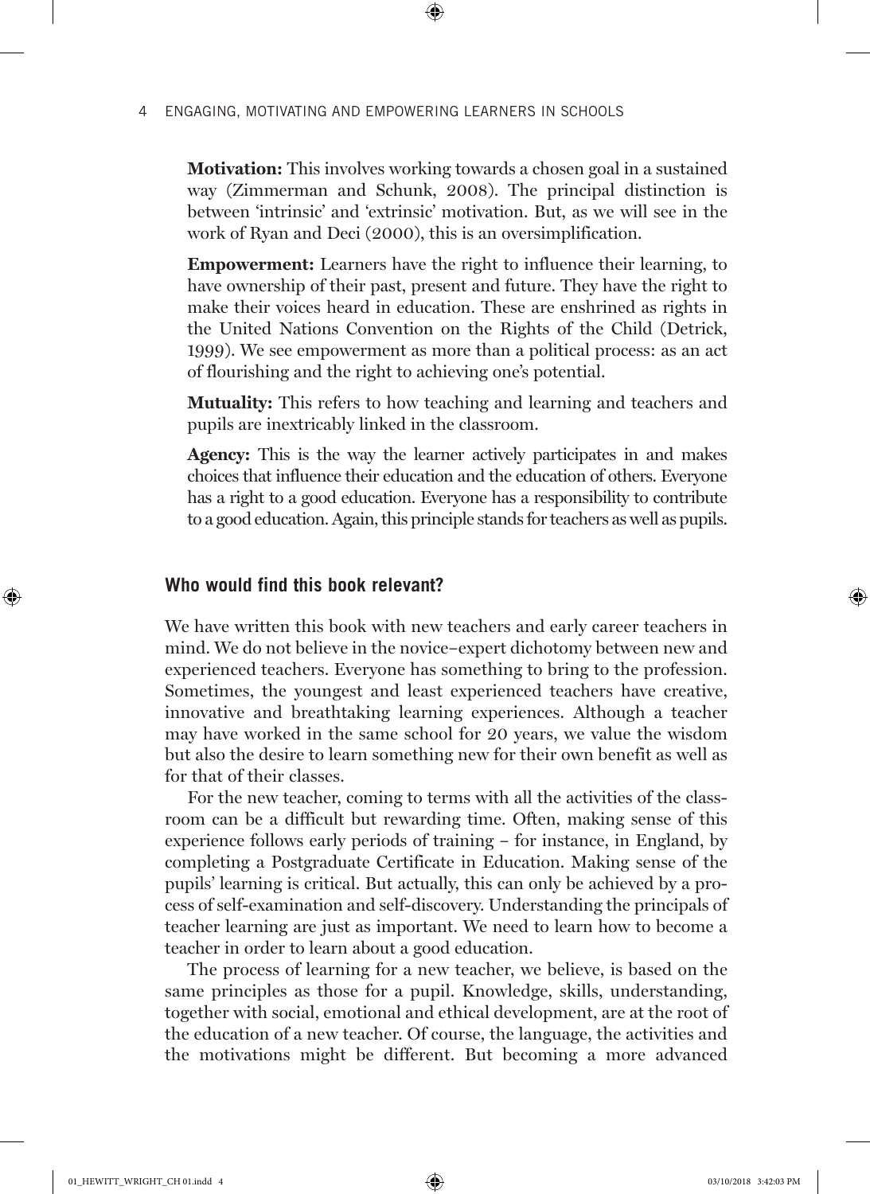**Motivation:** This involves working towards a chosen goal in a sustained way (Zimmerman and Schunk, 2008). The principal distinction is between 'intrinsic' and 'extrinsic' motivation. But, as we will see in the work of Ryan and Deci (2000), this is an oversimplification.

**Empowerment:** Learners have the right to influence their learning, to have ownership of their past, present and future. They have the right to make their voices heard in education. These are enshrined as rights in the United Nations Convention on the Rights of the Child (Detrick, 1999). We see empowerment as more than a political process: as an act of flourishing and the right to achieving one's potential.

**Mutuality:** This refers to how teaching and learning and teachers and pupils are inextricably linked in the classroom.

**Agency:** This is the way the learner actively participates in and makes choices that influence their education and the education of others. Everyone has a right to a good education. Everyone has a responsibility to contribute to a good education. Again, this principle stands for teachers as well as pupils.

## Who would find this book relevant?

We have written this book with new teachers and early career teachers in mind. We do not believe in the novice–expert dichotomy between new and experienced teachers. Everyone has something to bring to the profession. Sometimes, the youngest and least experienced teachers have creative, innovative and breathtaking learning experiences. Although a teacher may have worked in the same school for 20 years, we value the wisdom but also the desire to learn something new for their own benefit as well as for that of their classes.

For the new teacher, coming to terms with all the activities of the classroom can be a difficult but rewarding time. Often, making sense of this experience follows early periods of training – for instance, in England, by completing a Postgraduate Certificate in Education. Making sense of the pupils' learning is critical. But actually, this can only be achieved by a process of self-examination and self-discovery. Understanding the principals of teacher learning are just as important. We need to learn how to become a teacher in order to learn about a good education.

The process of learning for a new teacher, we believe, is based on the same principles as those for a pupil. Knowledge, skills, understanding, together with social, emotional and ethical development, are at the root of the education of a new teacher. Of course, the language, the activities and the motivations might be different. But becoming a more advanced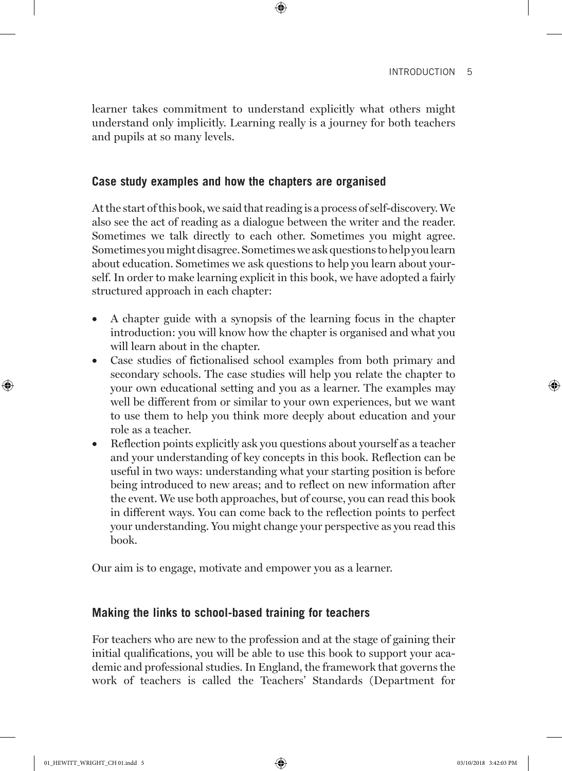learner takes commitment to understand explicitly what others might understand only implicitly. Learning really is a journey for both teachers and pupils at so many levels.

### Case study examples and how the chapters are organised

At the start of this book, we said that reading is a process of self-discovery. We also see the act of reading as a dialogue between the writer and the reader. Sometimes we talk directly to each other. Sometimes you might agree. Sometimes you might disagree. Sometimes we ask questions to help you learn about education. Sometimes we ask questions to help you learn about yourself. In order to make learning explicit in this book, we have adopted a fairly structured approach in each chapter:

- A chapter guide with a synopsis of the learning focus in the chapter introduction: you will know how the chapter is organised and what you will learn about in the chapter.
- Case studies of fictionalised school examples from both primary and secondary schools. The case studies will help you relate the chapter to your own educational setting and you as a learner. The examples may well be different from or similar to your own experiences, but we want to use them to help you think more deeply about education and your role as a teacher.
- Reflection points explicitly ask you questions about yourself as a teacher and your understanding of key concepts in this book. Reflection can be useful in two ways: understanding what your starting position is before being introduced to new areas; and to reflect on new information after the event. We use both approaches, but of course, you can read this book in different ways. You can come back to the reflection points to perfect your understanding. You might change your perspective as you read this book.

Our aim is to engage, motivate and empower you as a learner.

### Making the links to school-based training for teachers

For teachers who are new to the profession and at the stage of gaining their initial qualifications, you will be able to use this book to support your academic and professional studies. In England, the framework that governs the work of teachers is called the Teachers' Standards (Department for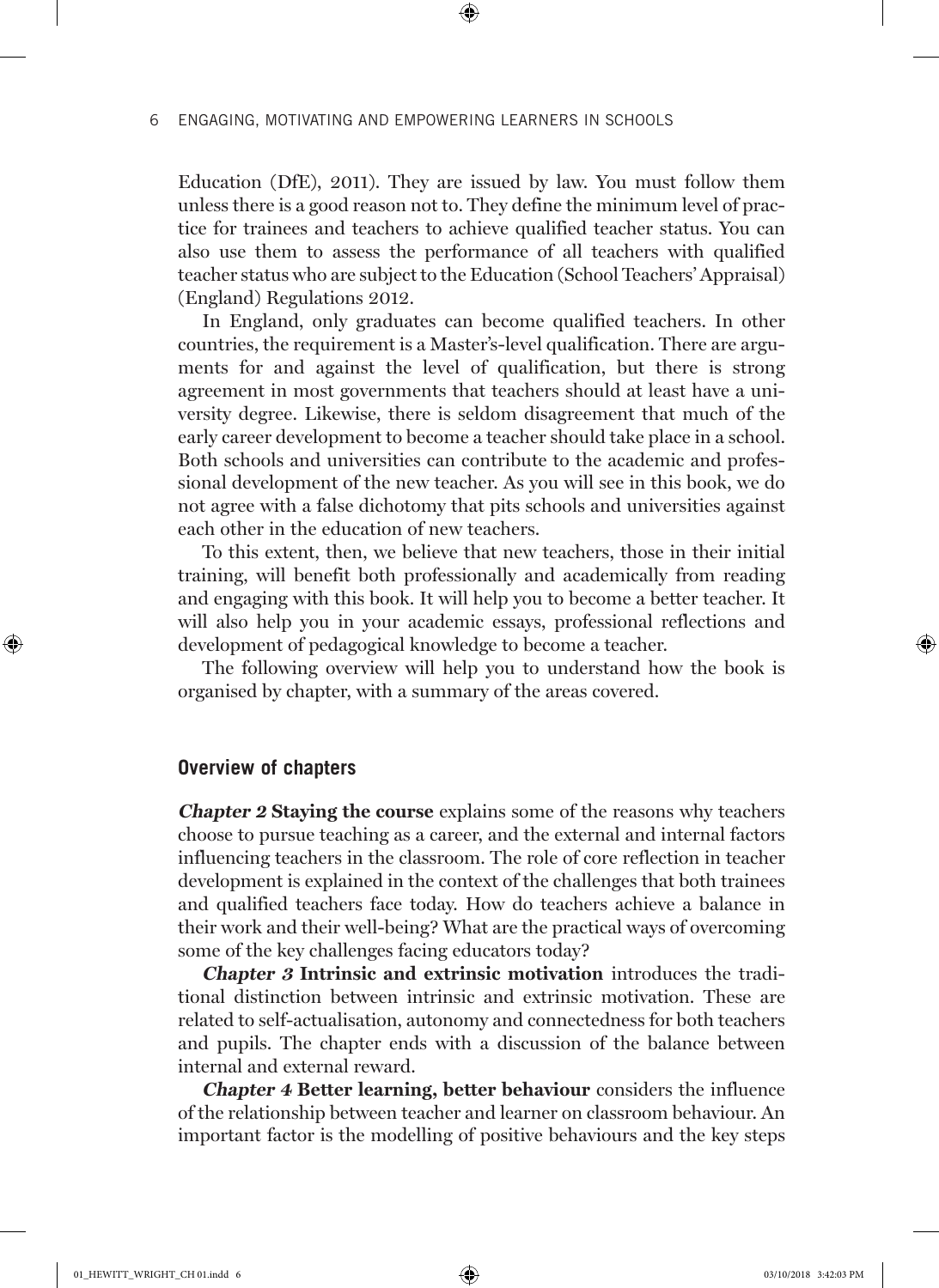Education (DfE), 2011). They are issued by law. You must follow them unless there is a good reason not to. They define the minimum level of practice for trainees and teachers to achieve qualified teacher status. You can also use them to assess the performance of all teachers with qualified teacher status who are subject to the Education (School Teachers' Appraisal) (England) Regulations 2012.

In England, only graduates can become qualified teachers. In other countries, the requirement is a Master's-level qualification. There are arguments for and against the level of qualification, but there is strong agreement in most governments that teachers should at least have a university degree. Likewise, there is seldom disagreement that much of the early career development to become a teacher should take place in a school. Both schools and universities can contribute to the academic and professional development of the new teacher. As you will see in this book, we do not agree with a false dichotomy that pits schools and universities against each other in the education of new teachers.

To this extent, then, we believe that new teachers, those in their initial training, will benefit both professionally and academically from reading and engaging with this book. It will help you to become a better teacher. It will also help you in your academic essays, professional reflections and development of pedagogical knowledge to become a teacher.

The following overview will help you to understand how the book is organised by chapter, with a summary of the areas covered.

## Overview of chapters

***Chapter 2*** **Staying the course** explains some of the reasons why teachers choose to pursue teaching as a career, and the external and internal factors influencing teachers in the classroom. The role of core reflection in teacher development is explained in the context of the challenges that both trainees and qualified teachers face today. How do teachers achieve a balance in their work and their well-being? What are the practical ways of overcoming some of the key challenges facing educators today?

***Chapter 3*** **Intrinsic and extrinsic motivation** introduces the traditional distinction between intrinsic and extrinsic motivation. These are related to self-actualisation, autonomy and connectedness for both teachers and pupils. The chapter ends with a discussion of the balance between internal and external reward.

***Chapter 4*** **Better learning, better behaviour** considers the influence of the relationship between teacher and learner on classroom behaviour. An important factor is the modelling of positive behaviours and the key steps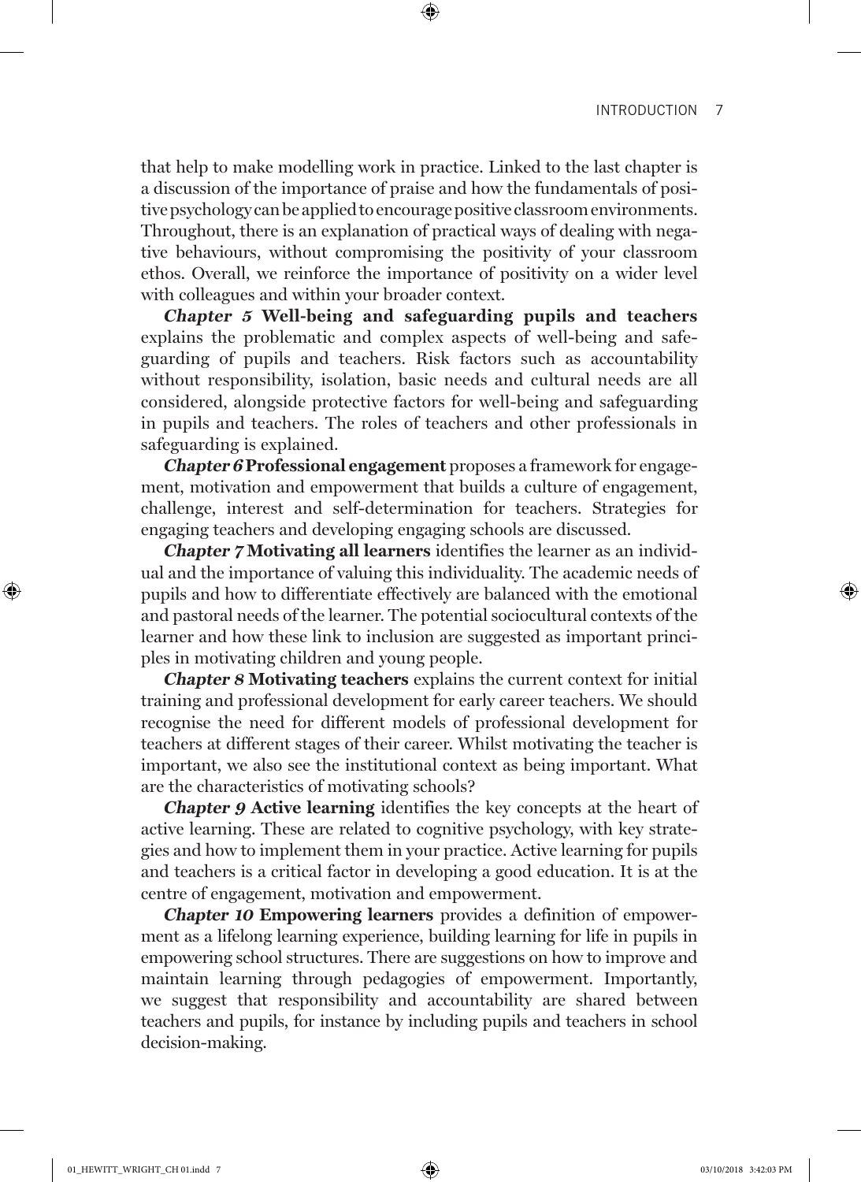that help to make modelling work in practice. Linked to the last chapter is a discussion of the importance of praise and how the fundamentals of positive psychology can be applied to encourage positive classroom environments. Throughout, there is an explanation of practical ways of dealing with negative behaviours, without compromising the positivity of your classroom ethos. Overall, we reinforce the importance of positivity on a wider level with colleagues and within your broader context.

***Chapter 5* Well-being and safeguarding pupils and teachers** explains the problematic and complex aspects of well-being and safeguarding of pupils and teachers. Risk factors such as accountability without responsibility, isolation, basic needs and cultural needs are all considered, alongside protective factors for well-being and safeguarding in pupils and teachers. The roles of teachers and other professionals in safeguarding is explained.

***Chapter 6* Professional engagement** proposes a framework for engagement, motivation and empowerment that builds a culture of engagement, challenge, interest and self-determination for teachers. Strategies for engaging teachers and developing engaging schools are discussed.

***Chapter 7* Motivating all learners** identifies the learner as an individual and the importance of valuing this individuality. The academic needs of pupils and how to differentiate effectively are balanced with the emotional and pastoral needs of the learner. The potential sociocultural contexts of the learner and how these link to inclusion are suggested as important principles in motivating children and young people.

***Chapter 8* Motivating teachers** explains the current context for initial training and professional development for early career teachers. We should recognise the need for different models of professional development for teachers at different stages of their career. Whilst motivating the teacher is important, we also see the institutional context as being important. What are the characteristics of motivating schools?

***Chapter 9* Active learning** identifies the key concepts at the heart of active learning. These are related to cognitive psychology, with key strategies and how to implement them in your practice. Active learning for pupils and teachers is a critical factor in developing a good education. It is at the centre of engagement, motivation and empowerment.

***Chapter 10* Empowering learners** provides a definition of empowerment as a lifelong learning experience, building learning for life in pupils in empowering school structures. There are suggestions on how to improve and maintain learning through pedagogies of empowerment. Importantly, we suggest that responsibility and accountability are shared between teachers and pupils, for instance by including pupils and teachers in school decision-making.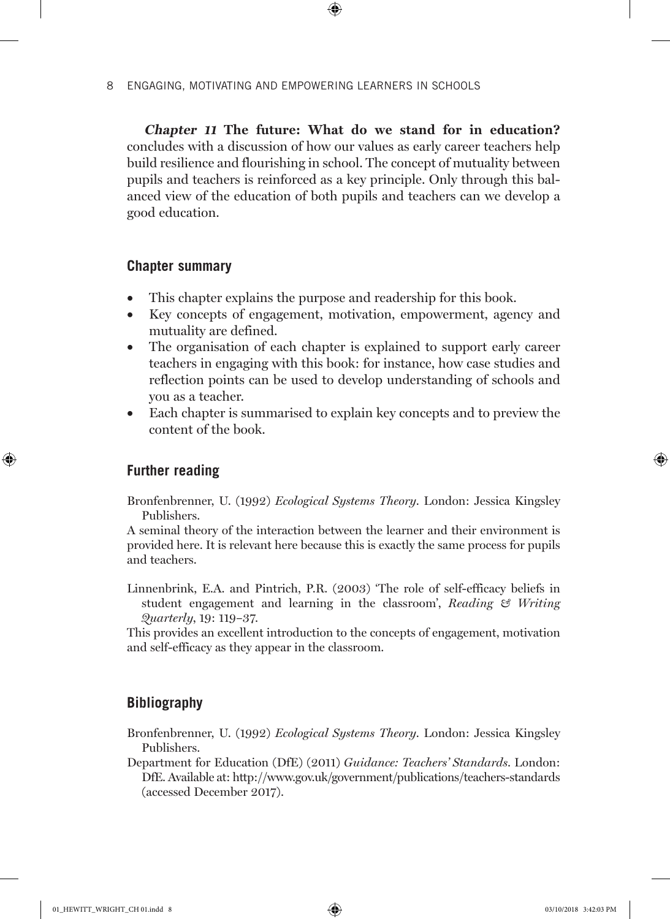***Chapter 11*** **The future: What do we stand for in education?** concludes with a discussion of how our values as early career teachers help build resilience and flourishing in school. The concept of mutuality between pupils and teachers is reinforced as a key principle. Only through this balanced view of the education of both pupils and teachers can we develop a good education.

## Chapter summary

- This chapter explains the purpose and readership for this book.
- Key concepts of engagement, motivation, empowerment, agency and mutuality are defined.
- The organisation of each chapter is explained to support early career teachers in engaging with this book: for instance, how case studies and reflection points can be used to develop understanding of schools and you as a teacher.
- Each chapter is summarised to explain key concepts and to preview the content of the book.

## Further reading

Bronfenbrenner, U. (1992) *Ecological Systems Theory*. London: Jessica Kingsley Publishers.

A seminal theory of the interaction between the learner and their environment is provided here. It is relevant here because this is exactly the same process for pupils and teachers.

Linnenbrink, E.A. and Pintrich, P.R. (2003) 'The role of self-efficacy beliefs in student engagement and learning in the classroom', *Reading & Writing Quarterly*, 19: 119–37.

This provides an excellent introduction to the concepts of engagement, motivation and self-efficacy as they appear in the classroom.

## Bibliography

Bronfenbrenner, U. (1992) *Ecological Systems Theory*. London: Jessica Kingsley Publishers.

Department for Education (DfE) (2011) *Guidance: Teachers' Standards*. London: DfE. Available at: http://www.gov.uk/government/publications/teachers-standards (accessed December 2017).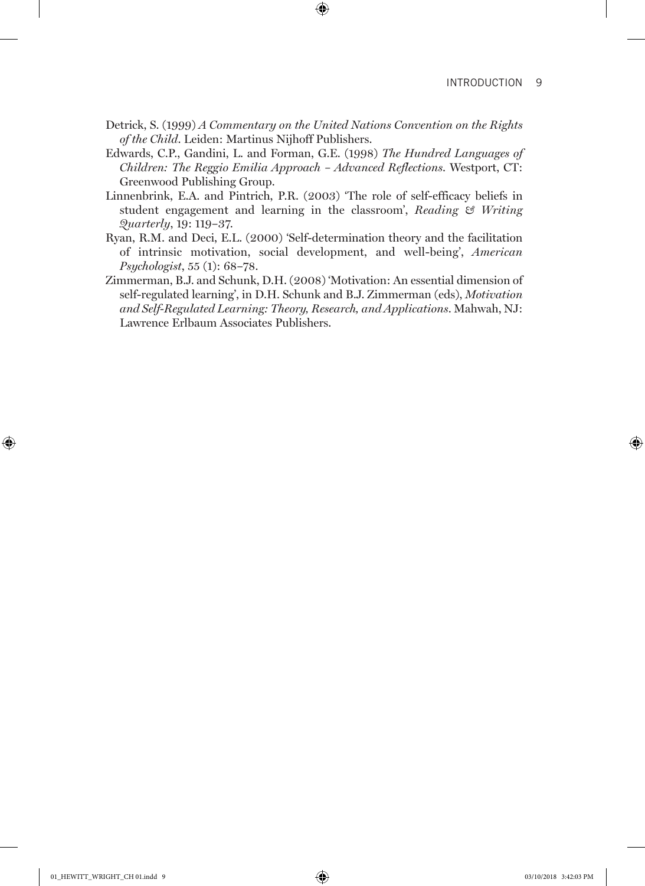Detrick, S. (1999) *A Commentary on the United Nations Convention on the Rights of the Child*. Leiden: Martinus Nijhoff Publishers.

Edwards, C.P., Gandini, L. and Forman, G.E. (1998) *The Hundred Languages of Children: The Reggio Emilia Approach – Advanced Reflections*. Westport, CT: Greenwood Publishing Group.

Linnenbrink, E.A. and Pintrich, P.R. (2003) 'The role of self-efficacy beliefs in student engagement and learning in the classroom', *Reading & Writing Quarterly*, 19: 119–37.

Ryan, R.M. and Deci, E.L. (2000) 'Self-determination theory and the facilitation of intrinsic motivation, social development, and well-being', *American Psychologist*, 55 (1): 68–78.

Zimmerman, B.J. and Schunk, D.H. (2008) 'Motivation: An essential dimension of self-regulated learning', in D.H. Schunk and B.J. Zimmerman (eds), *Motivation and Self-Regulated Learning: Theory, Research, and Applications*. Mahwah, NJ: Lawrence Erlbaum Associates Publishers.